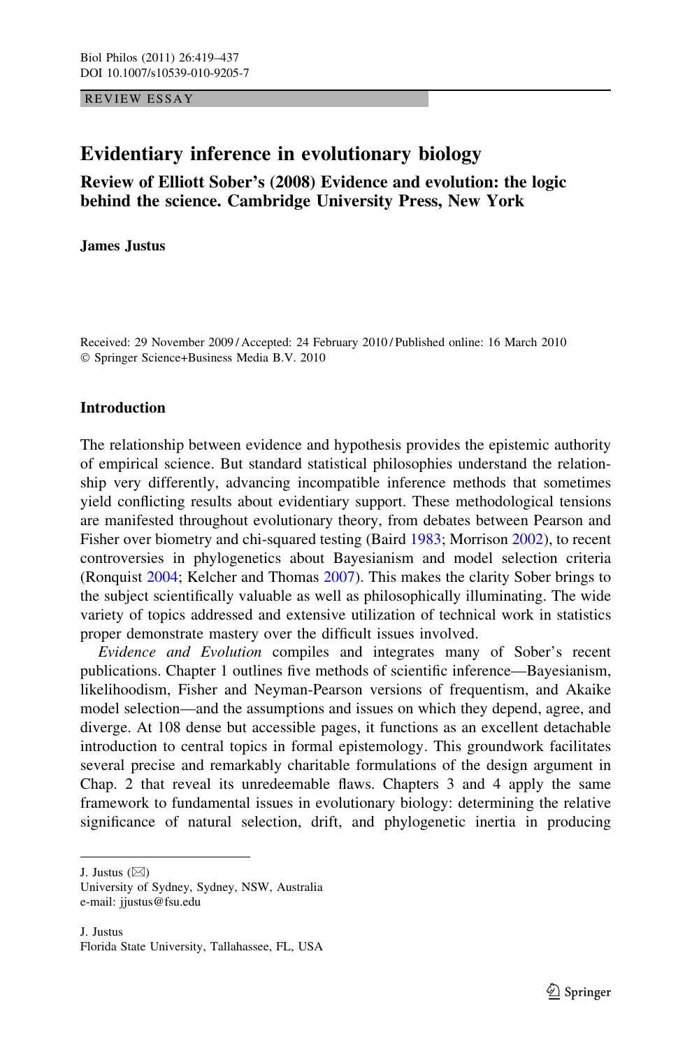REVIEW ESSAY

# Evidentiary inference in evolutionary biology

## Review of Elliott Sober's (2008) Evidence and evolution: the logic behind the science. Cambridge University Press, New York

**James Justus**

Received: 29 November 2009 / Accepted: 24 February 2010 / Published online: 16 March 2010
© Springer Science+Business Media B.V. 2010

### Introduction

The relationship between evidence and hypothesis provides the epistemic authority of empirical science. But standard statistical philosophies understand the relationship very differently, advancing incompatible inference methods that sometimes yield conflicting results about evidentiary support. These methodological tensions are manifested throughout evolutionary theory, from debates between Pearson and Fisher over biometry and chi-squared testing (Baird 1983; Morrison 2002), to recent controversies in phylogenetics about Bayesianism and model selection criteria (Ronquist 2004; Kelcher and Thomas 2007). This makes the clarity Sober brings to the subject scientifically valuable as well as philosophically illuminating. The wide variety of topics addressed and extensive utilization of technical work in statistics proper demonstrate mastery over the difficult issues involved.

*Evidence and Evolution* compiles and integrates many of Sober's recent publications. Chapter 1 outlines five methods of scientific inference—Bayesianism, likelihoodism, Fisher and Neyman-Pearson versions of frequentism, and Akaike model selection—and the assumptions and issues on which they depend, agree, and diverge. At 108 dense but accessible pages, it functions as an excellent detachable introduction to central topics in formal epistemology. This groundwork facilitates several precise and remarkably charitable formulations of the design argument in Chap. 2 that reveal its unredeemable flaws. Chapters 3 and 4 apply the same framework to fundamental issues in evolutionary biology: determining the relative significance of natural selection, drift, and phylogenetic inertia in producing

J. Justus (✉)
University of Sydney, Sydney, NSW, Australia
e-mail: jjustus@fsu.edu

J. Justus
Florida State University, Tallahassee, FL, USA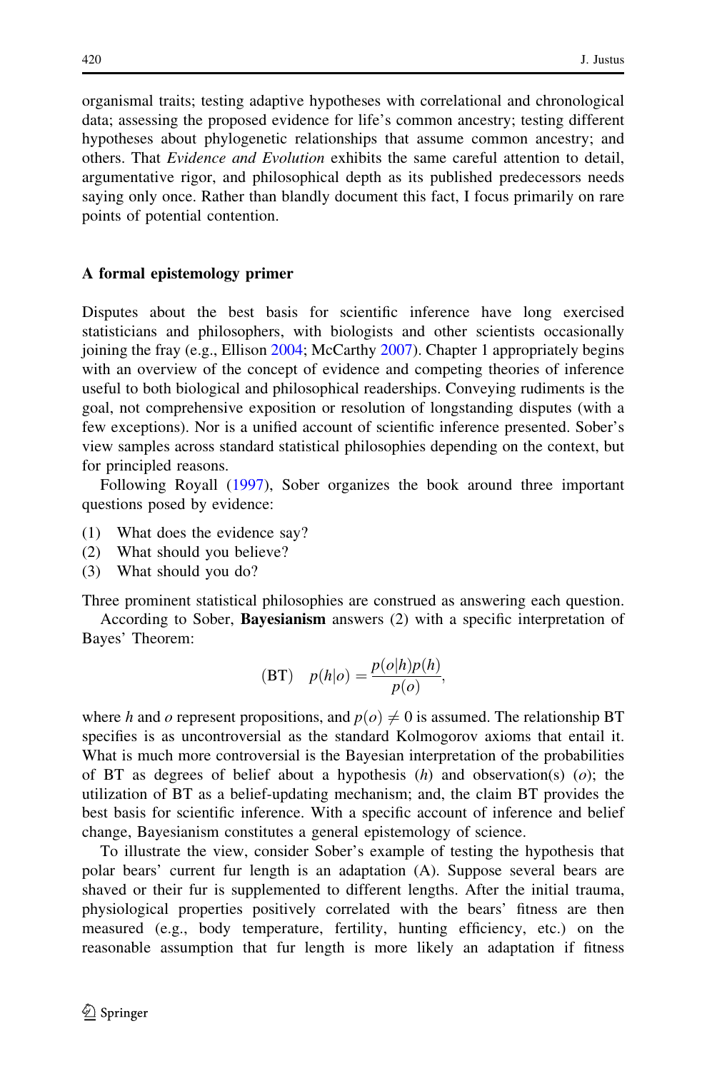organismal traits; testing adaptive hypotheses with correlational and chronological data; assessing the proposed evidence for life's common ancestry; testing different hypotheses about phylogenetic relationships that assume common ancestry; and others. That *Evidence and Evolution* exhibits the same careful attention to detail, argumentative rigor, and philosophical depth as its published predecessors needs saying only once. Rather than blandly document this fact, I focus primarily on rare points of potential contention.

## A formal epistemology primer

Disputes about the best basis for scientific inference have long exercised statisticians and philosophers, with biologists and other scientists occasionally joining the fray (e.g., Ellison 2004; McCarthy 2007). Chapter 1 appropriately begins with an overview of the concept of evidence and competing theories of inference useful to both biological and philosophical readerships. Conveying rudiments is the goal, not comprehensive exposition or resolution of longstanding disputes (with a few exceptions). Nor is a unified account of scientific inference presented. Sober's view samples across standard statistical philosophies depending on the context, but for principled reasons.

Following Royall (1997), Sober organizes the book around three important questions posed by evidence:

(1) What does the evidence say?
(2) What should you believe?
(3) What should you do?

Three prominent statistical philosophies are construed as answering each question.

According to Sober, **Bayesianism** answers (2) with a specific interpretation of Bayes' Theorem:

$$\text{(BT)} \quad p(h|o) = \frac{p(o|h)p(h)}{p(o)},$$

where $h$ and $o$ represent propositions, and $p(o) \neq 0$ is assumed. The relationship BT specifies is as uncontroversial as the standard Kolmogorov axioms that entail it. What is much more controversial is the Bayesian interpretation of the probabilities of BT as degrees of belief about a hypothesis ($h$) and observation(s) ($o$); the utilization of BT as a belief-updating mechanism; and, the claim BT provides the best basis for scientific inference. With a specific account of inference and belief change, Bayesianism constitutes a general epistemology of science.

To illustrate the view, consider Sober's example of testing the hypothesis that polar bears' current fur length is an adaptation (A). Suppose several bears are shaved or their fur is supplemented to different lengths. After the initial trauma, physiological properties positively correlated with the bears' fitness are then measured (e.g., body temperature, fertility, hunting efficiency, etc.) on the reasonable assumption that fur length is more likely an adaptation if fitness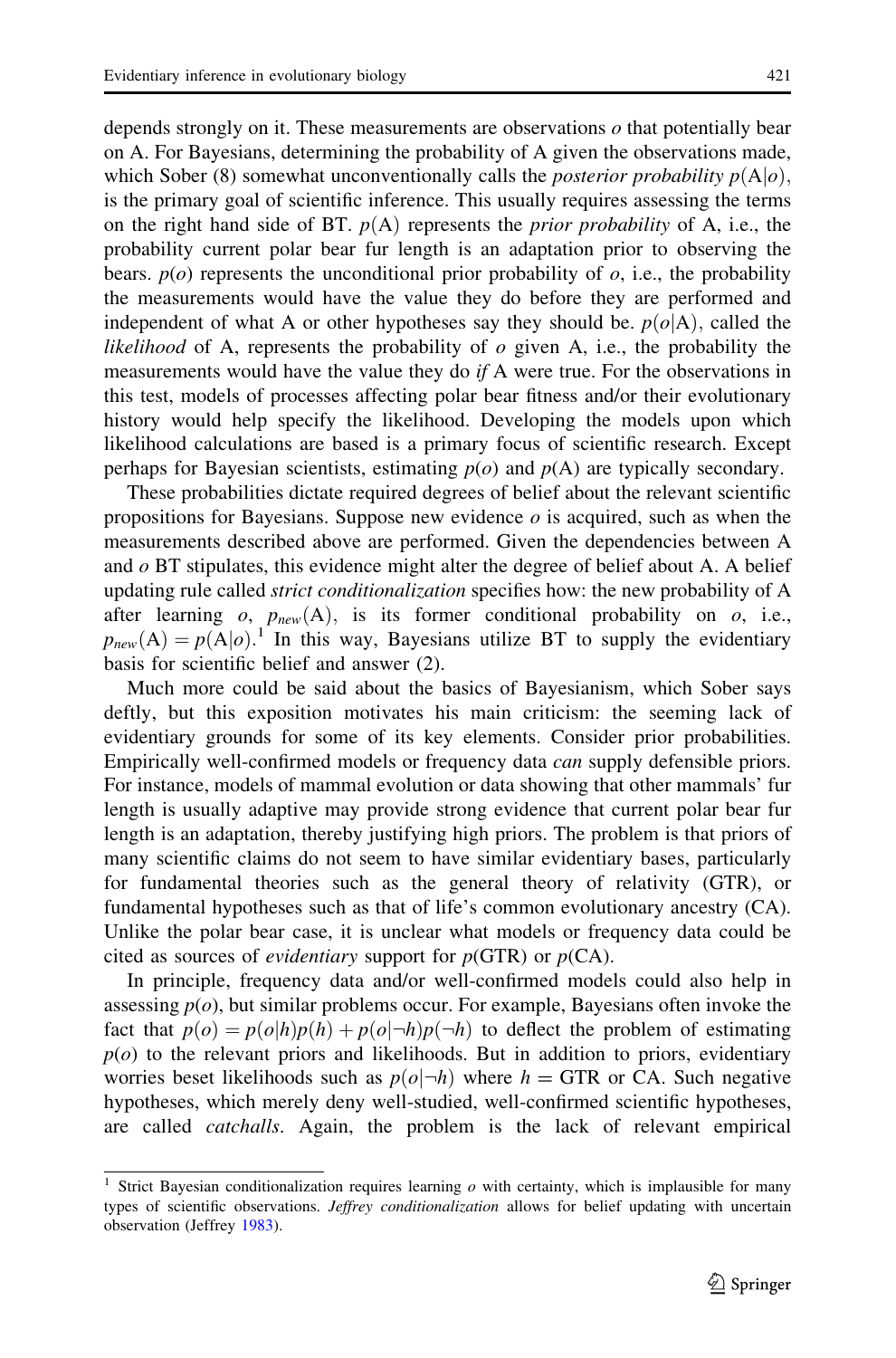depends strongly on it. These measurements are observations $o$ that potentially bear on A. For Bayesians, determining the probability of A given the observations made, which Sober (8) somewhat unconventionally calls the *posterior probability* $p(\mathrm{A}|o)$, is the primary goal of scientific inference. This usually requires assessing the terms on the right hand side of BT. $p(\mathrm{A})$ represents the *prior probability* of A, i.e., the probability current polar bear fur length is an adaptation prior to observing the bears. $p(o)$ represents the unconditional prior probability of $o$, i.e., the probability the measurements would have the value they do before they are performed and independent of what A or other hypotheses say they should be. $p(o|\mathrm{A})$, called the *likelihood* of A, represents the probability of $o$ given A, i.e., the probability the measurements would have the value they do *if* A were true. For the observations in this test, models of processes affecting polar bear fitness and/or their evolutionary history would help specify the likelihood. Developing the models upon which likelihood calculations are based is a primary focus of scientific research. Except perhaps for Bayesian scientists, estimating $p(o)$ and $p(\mathrm{A})$ are typically secondary.

These probabilities dictate required degrees of belief about the relevant scientific propositions for Bayesians. Suppose new evidence $o$ is acquired, such as when the measurements described above are performed. Given the dependencies between A and $o$ BT stipulates, this evidence might alter the degree of belief about A. A belief updating rule called *strict conditionalization* specifies how: the new probability of A after learning $o$, $p_{new}(\mathrm{A})$, is its former conditional probability on $o$, i.e., $p_{new}(\mathrm{A}) = p(\mathrm{A}|o)$.[1] In this way, Bayesians utilize BT to supply the evidentiary basis for scientific belief and answer (2).

Much more could be said about the basics of Bayesianism, which Sober says deftly, but this exposition motivates his main criticism: the seeming lack of evidentiary grounds for some of its key elements. Consider prior probabilities. Empirically well-confirmed models or frequency data *can* supply defensible priors. For instance, models of mammal evolution or data showing that other mammals' fur length is usually adaptive may provide strong evidence that current polar bear fur length is an adaptation, thereby justifying high priors. The problem is that priors of many scientific claims do not seem to have similar evidentiary bases, particularly for fundamental theories such as the general theory of relativity (GTR), or fundamental hypotheses such as that of life's common evolutionary ancestry (CA). Unlike the polar bear case, it is unclear what models or frequency data could be cited as sources of *evidentiary* support for $p(\mathrm{GTR})$ or $p(\mathrm{CA})$.

In principle, frequency data and/or well-confirmed models could also help in assessing $p(o)$, but similar problems occur. For example, Bayesians often invoke the fact that $p(o) = p(o|h)p(h) + p(o|\neg h)p(\neg h)$ to deflect the problem of estimating $p(o)$ to the relevant priors and likelihoods. But in addition to priors, evidentiary worries beset likelihoods such as $p(o|\neg h)$ where $h = \mathrm{GTR}$ or CA. Such negative hypotheses, which merely deny well-studied, well-confirmed scientific hypotheses, are called *catchalls*. Again, the problem is the lack of relevant empirical

[1] Strict Bayesian conditionalization requires learning $o$ with certainty, which is implausible for many types of scientific observations. *Jeffrey conditionalization* allows for belief updating with uncertain observation (Jeffrey 1983).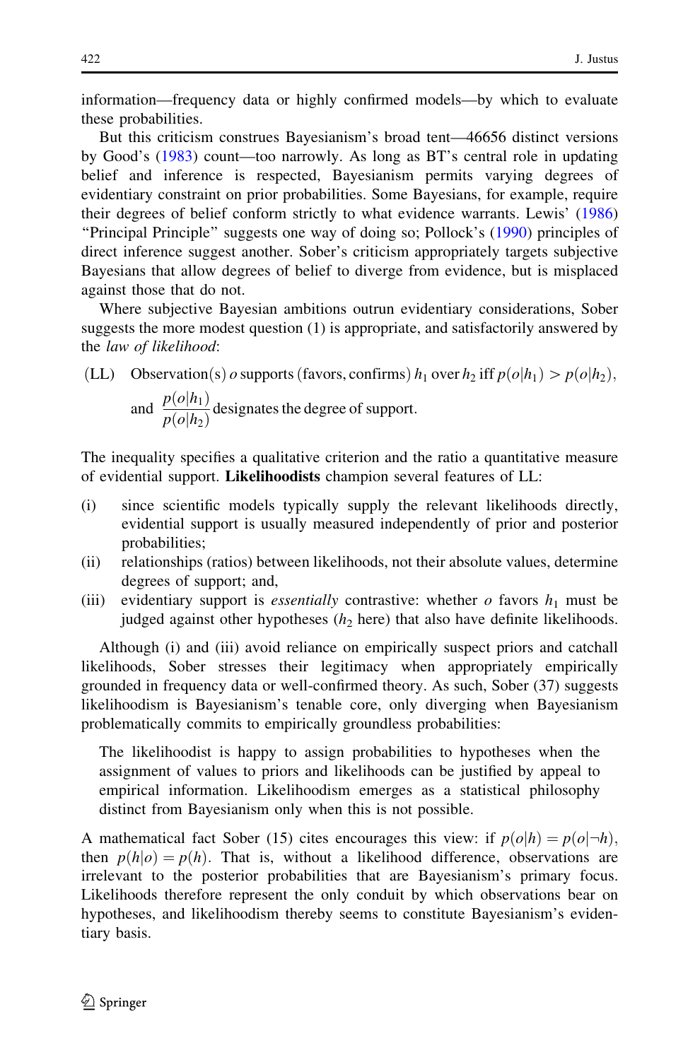information—frequency data or highly confirmed models—by which to evaluate these probabilities.

But this criticism construes Bayesianism's broad tent—46656 distinct versions by Good's (1983) count—too narrowly. As long as BT's central role in updating belief and inference is respected, Bayesianism permits varying degrees of evidentiary constraint on prior probabilities. Some Bayesians, for example, require their degrees of belief conform strictly to what evidence warrants. Lewis' (1986) "Principal Principle" suggests one way of doing so; Pollock's (1990) principles of direct inference suggest another. Sober's criticism appropriately targets subjective Bayesians that allow degrees of belief to diverge from evidence, but is misplaced against those that do not.

Where subjective Bayesian ambitions outrun evidentiary considerations, Sober suggests the more modest question (1) is appropriate, and satisfactorily answered by the *law of likelihood*:

(LL) Observation(s) $o$ supports (favors, confirms) $h_1$ over $h_2$ iff $p(o|h_1) > p(o|h_2)$, and $\dfrac{p(o|h_1)}{p(o|h_2)}$ designates the degree of support.

The inequality specifies a qualitative criterion and the ratio a quantitative measure of evidential support. **Likelihoodists** champion several features of LL:

(i) since scientific models typically supply the relevant likelihoods directly, evidential support is usually measured independently of prior and posterior probabilities;
(ii) relationships (ratios) between likelihoods, not their absolute values, determine degrees of support; and,
(iii) evidentiary support is *essentially* contrastive: whether $o$ favors $h_1$ must be judged against other hypotheses ($h_2$ here) that also have definite likelihoods.

Although (i) and (iii) avoid reliance on empirically suspect priors and catchall likelihoods, Sober stresses their legitimacy when appropriately empirically grounded in frequency data or well-confirmed theory. As such, Sober (37) suggests likelihoodism is Bayesianism's tenable core, only diverging when Bayesianism problematically commits to empirically groundless probabilities:

> The likelihoodist is happy to assign probabilities to hypotheses when the assignment of values to priors and likelihoods can be justified by appeal to empirical information. Likelihoodism emerges as a statistical philosophy distinct from Bayesianism only when this is not possible.

A mathematical fact Sober (15) cites encourages this view: if $p(o|h) = p(o|\neg h)$, then $p(h|o) = p(h)$. That is, without a likelihood difference, observations are irrelevant to the posterior probabilities that are Bayesianism's primary focus. Likelihoods therefore represent the only conduit by which observations bear on hypotheses, and likelihoodism thereby seems to constitute Bayesianism's evidentiary basis.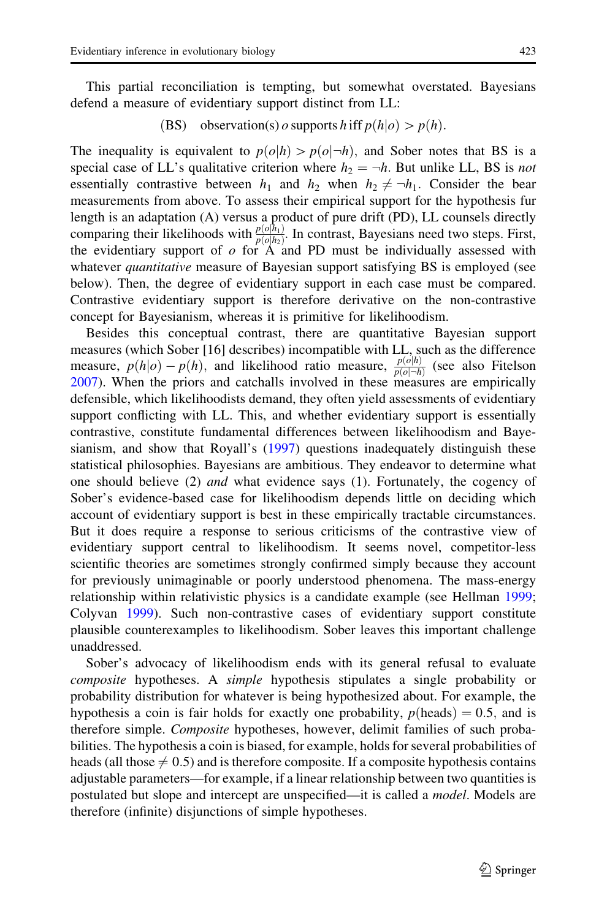This partial reconciliation is tempting, but somewhat overstated. Bayesians defend a measure of evidentiary support distinct from LL:

$$\text{(BS)} \quad \text{observation(s) } o \text{ supports } h \text{ iff } p(h|o) > p(h).$$

The inequality is equivalent to $p(o|h) > p(o|\neg h)$, and Sober notes that BS is a special case of LL's qualitative criterion where $h_2 = \neg h$. But unlike LL, BS is *not* essentially contrastive between $h_1$ and $h_2$ when $h_2 \neq \neg h_1$. Consider the bear measurements from above. To assess their empirical support for the hypothesis fur length is an adaptation (A) versus a product of pure drift (PD), LL counsels directly comparing their likelihoods with $\frac{p(o|h_1)}{p(o|h_2)}$. In contrast, Bayesians need two steps. First, the evidentiary support of $o$ for A and PD must be individually assessed with whatever *quantitative* measure of Bayesian support satisfying BS is employed (see below). Then, the degree of evidentiary support in each case must be compared. Contrastive evidentiary support is therefore derivative on the non-contrastive concept for Bayesianism, whereas it is primitive for likelihoodism.

Besides this conceptual contrast, there are quantitative Bayesian support measures (which Sober [16] describes) incompatible with LL, such as the difference measure, $p(h|o) - p(h)$, and likelihood ratio measure, $\frac{p(o|h)}{p(o|\neg h)}$ (see also Fitelson 2007). When the priors and catchalls involved in these measures are empirically defensible, which likelihoodists demand, they often yield assessments of evidentiary support conflicting with LL. This, and whether evidentiary support is essentially contrastive, constitute fundamental differences between likelihoodism and Bayesianism, and show that Royall's (1997) questions inadequately distinguish these statistical philosophies. Bayesians are ambitious. They endeavor to determine what one should believe (2) *and* what evidence says (1). Fortunately, the cogency of Sober's evidence-based case for likelihoodism depends little on deciding which account of evidentiary support is best in these empirically tractable circumstances. But it does require a response to serious criticisms of the contrastive view of evidentiary support central to likelihoodism. It seems novel, competitor-less scientific theories are sometimes strongly confirmed simply because they account for previously unimaginable or poorly understood phenomena. The mass-energy relationship within relativistic physics is a candidate example (see Hellman 1999; Colyvan 1999). Such non-contrastive cases of evidentiary support constitute plausible counterexamples to likelihoodism. Sober leaves this important challenge unaddressed.

Sober's advocacy of likelihoodism ends with its general refusal to evaluate *composite* hypotheses. A *simple* hypothesis stipulates a single probability or probability distribution for whatever is being hypothesized about. For example, the hypothesis a coin is fair holds for exactly one probability, $p(\text{heads}) = 0.5$, and is therefore simple. *Composite* hypotheses, however, delimit families of such probabilities. The hypothesis a coin is biased, for example, holds for several probabilities of heads (all those $\neq 0.5$) and is therefore composite. If a composite hypothesis contains adjustable parameters—for example, if a linear relationship between two quantities is postulated but slope and intercept are unspecified—it is called a *model*. Models are therefore (infinite) disjunctions of simple hypotheses.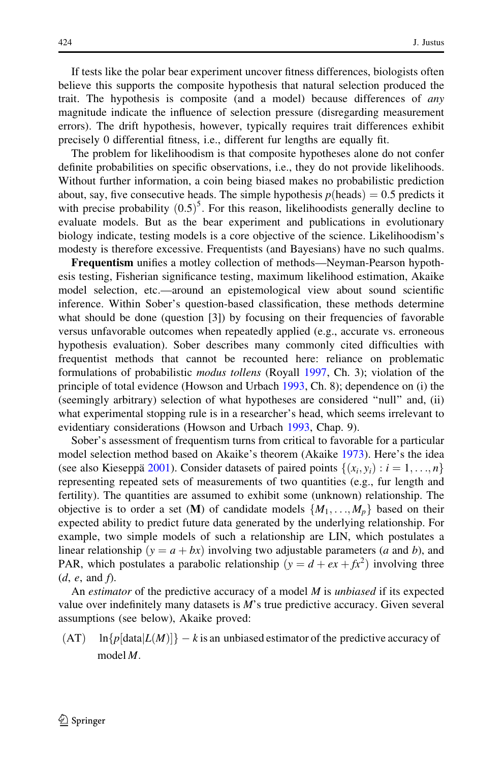If tests like the polar bear experiment uncover fitness differences, biologists often believe this supports the composite hypothesis that natural selection produced the trait. The hypothesis is composite (and a model) because differences of *any* magnitude indicate the influence of selection pressure (disregarding measurement errors). The drift hypothesis, however, typically requires trait differences exhibit precisely 0 differential fitness, i.e., different fur lengths are equally fit.

The problem for likelihoodism is that composite hypotheses alone do not confer definite probabilities on specific observations, i.e., they do not provide likelihoods. Without further information, a coin being biased makes no probabilistic prediction about, say, five consecutive heads. The simple hypothesis $p(\text{heads}) = 0.5$ predicts it with precise probability $(0.5)^5$. For this reason, likelihoodists generally decline to evaluate models. But as the bear experiment and publications in evolutionary biology indicate, testing models is a core objective of the science. Likelihoodism's modesty is therefore excessive. Frequentists (and Bayesians) have no such qualms.

**Frequentism** unifies a motley collection of methods—Neyman-Pearson hypothesis testing, Fisherian significance testing, maximum likelihood estimation, Akaike model selection, etc.—around an epistemological view about sound scientific inference. Within Sober's question-based classification, these methods determine what should be done (question [3]) by focusing on their frequencies of favorable versus unfavorable outcomes when repeatedly applied (e.g., accurate vs. erroneous hypothesis evaluation). Sober describes many commonly cited difficulties with frequentist methods that cannot be recounted here: reliance on problematic formulations of probabilistic *modus tollens* (Royall 1997, Ch. 3); violation of the principle of total evidence (Howson and Urbach 1993, Ch. 8); dependence on (i) the (seemingly arbitrary) selection of what hypotheses are considered "null" and, (ii) what experimental stopping rule is in a researcher's head, which seems irrelevant to evidentiary considerations (Howson and Urbach 1993, Chap. 9).

Sober's assessment of frequentism turns from critical to favorable for a particular model selection method based on Akaike's theorem (Akaike 1973). Here's the idea (see also Kieseppä 2001). Consider datasets of paired points $\{(x_i, y_i) : i = 1, \ldots, n\}$ representing repeated sets of measurements of two quantities (e.g., fur length and fertility). The quantities are assumed to exhibit some (unknown) relationship. The objective is to order a set ($\mathbf{M}$) of candidate models $\{M_1, \ldots, M_p\}$ based on their expected ability to predict future data generated by the underlying relationship. For example, two simple models of such a relationship are LIN, which postulates a linear relationship ($y = a + bx$) involving two adjustable parameters ($a$ and $b$), and PAR, which postulates a parabolic relationship ($y = d + ex + fx^2$) involving three ($d$, $e$, and $f$).

An *estimator* of the predictive accuracy of a model $M$ is *unbiased* if its expected value over indefinitely many datasets is $M$'s true predictive accuracy. Given several assumptions (see below), Akaike proved:

(AT) $\ln\{p[\text{data}|L(M)]\} - k$ is an unbiased estimator of the predictive accuracy of model $M$.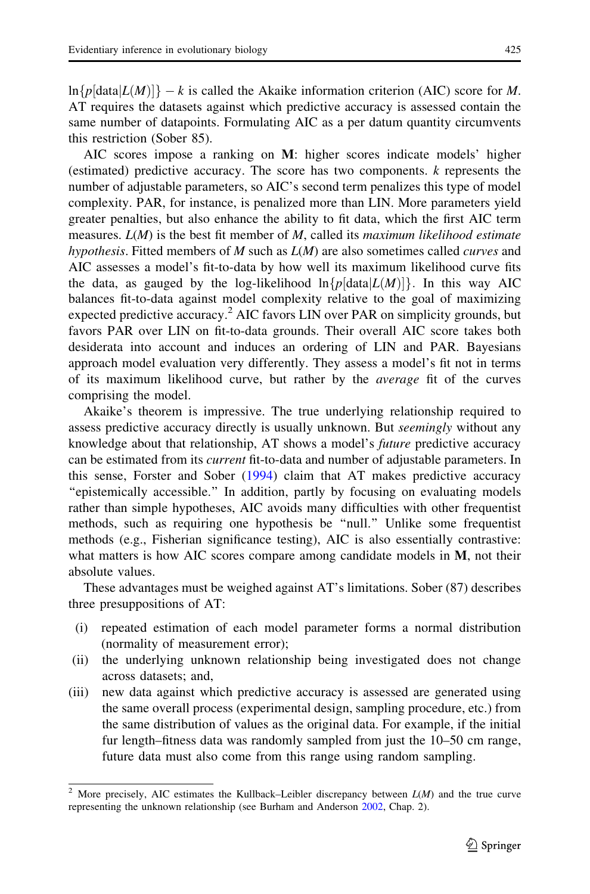$\ln\{p[\text{data}|L(M)]\} - k$ is called the Akaike information criterion (AIC) score for $M$. AT requires the datasets against which predictive accuracy is assessed contain the same number of datapoints. Formulating AIC as a per datum quantity circumvents this restriction (Sober 85).

AIC scores impose a ranking on **M**: higher scores indicate models' higher (estimated) predictive accuracy. The score has two components. $k$ represents the number of adjustable parameters, so AIC's second term penalizes this type of model complexity. PAR, for instance, is penalized more than LIN. More parameters yield greater penalties, but also enhance the ability to fit data, which the first AIC term measures. $L(M)$ is the best fit member of $M$, called its *maximum likelihood estimate hypothesis*. Fitted members of $M$ such as $L(M)$ are also sometimes called *curves* and AIC assesses a model's fit-to-data by how well its maximum likelihood curve fits the data, as gauged by the log-likelihood $\ln\{p[\text{data}|L(M)]\}$. In this way AIC balances fit-to-data against model complexity relative to the goal of maximizing expected predictive accuracy.[2] AIC favors LIN over PAR on simplicity grounds, but favors PAR over LIN on fit-to-data grounds. Their overall AIC score takes both desiderata into account and induces an ordering of LIN and PAR. Bayesians approach model evaluation very differently. They assess a model's fit not in terms of its maximum likelihood curve, but rather by the *average* fit of the curves comprising the model.

Akaike's theorem is impressive. The true underlying relationship required to assess predictive accuracy directly is usually unknown. But *seemingly* without any knowledge about that relationship, AT shows a model's *future* predictive accuracy can be estimated from its *current* fit-to-data and number of adjustable parameters. In this sense, Forster and Sober (1994) claim that AT makes predictive accuracy "epistemically accessible." In addition, partly by focusing on evaluating models rather than simple hypotheses, AIC avoids many difficulties with other frequentist methods, such as requiring one hypothesis be "null." Unlike some frequentist methods (e.g., Fisherian significance testing), AIC is also essentially contrastive: what matters is how AIC scores compare among candidate models in **M**, not their absolute values.

These advantages must be weighed against AT's limitations. Sober (87) describes three presuppositions of AT:

- (i) repeated estimation of each model parameter forms a normal distribution (normality of measurement error);
- (ii) the underlying unknown relationship being investigated does not change across datasets; and,
- (iii) new data against which predictive accuracy is assessed are generated using the same overall process (experimental design, sampling procedure, etc.) from the same distribution of values as the original data. For example, if the initial fur length–fitness data was randomly sampled from just the 10–50 cm range, future data must also come from this range using random sampling.

[2] More precisely, AIC estimates the Kullback–Leibler discrepancy between $L(M)$ and the true curve representing the unknown relationship (see Burham and Anderson 2002, Chap. 2).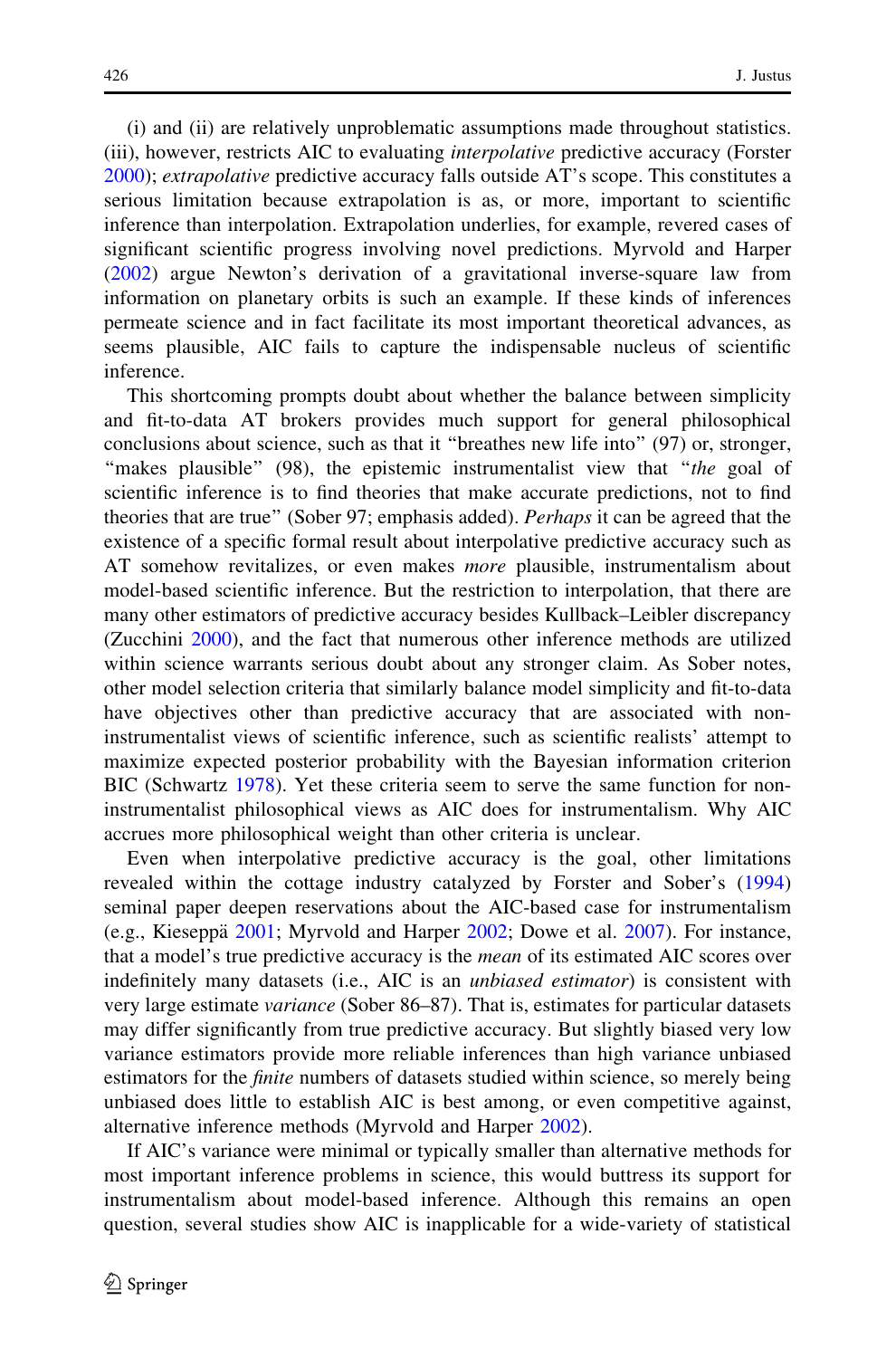(i) and (ii) are relatively unproblematic assumptions made throughout statistics. (iii), however, restricts AIC to evaluating *interpolative* predictive accuracy (Forster 2000); *extrapolative* predictive accuracy falls outside AT's scope. This constitutes a serious limitation because extrapolation is as, or more, important to scientific inference than interpolation. Extrapolation underlies, for example, revered cases of significant scientific progress involving novel predictions. Myrvold and Harper (2002) argue Newton's derivation of a gravitational inverse-square law from information on planetary orbits is such an example. If these kinds of inferences permeate science and in fact facilitate its most important theoretical advances, as seems plausible, AIC fails to capture the indispensable nucleus of scientific inference.

This shortcoming prompts doubt about whether the balance between simplicity and fit-to-data AT brokers provides much support for general philosophical conclusions about science, such as that it "breathes new life into" (97) or, stronger, "makes plausible" (98), the epistemic instrumentalist view that "*the* goal of scientific inference is to find theories that make accurate predictions, not to find theories that are true" (Sober 97; emphasis added). *Perhaps* it can be agreed that the existence of a specific formal result about interpolative predictive accuracy such as AT somehow revitalizes, or even makes *more* plausible, instrumentalism about model-based scientific inference. But the restriction to interpolation, that there are many other estimators of predictive accuracy besides Kullback–Leibler discrepancy (Zucchini 2000), and the fact that numerous other inference methods are utilized within science warrants serious doubt about any stronger claim. As Sober notes, other model selection criteria that similarly balance model simplicity and fit-to-data have objectives other than predictive accuracy that are associated with non-instrumentalist views of scientific inference, such as scientific realists' attempt to maximize expected posterior probability with the Bayesian information criterion BIC (Schwartz 1978). Yet these criteria seem to serve the same function for non-instrumentalist philosophical views as AIC does for instrumentalism. Why AIC accrues more philosophical weight than other criteria is unclear.

Even when interpolative predictive accuracy is the goal, other limitations revealed within the cottage industry catalyzed by Forster and Sober's (1994) seminal paper deepen reservations about the AIC-based case for instrumentalism (e.g., Kieseppä 2001; Myrvold and Harper 2002; Dowe et al. 2007). For instance, that a model's true predictive accuracy is the *mean* of its estimated AIC scores over indefinitely many datasets (i.e., AIC is an *unbiased estimator*) is consistent with very large estimate *variance* (Sober 86–87). That is, estimates for particular datasets may differ significantly from true predictive accuracy. But slightly biased very low variance estimators provide more reliable inferences than high variance unbiased estimators for the *finite* numbers of datasets studied within science, so merely being unbiased does little to establish AIC is best among, or even competitive against, alternative inference methods (Myrvold and Harper 2002).

If AIC's variance were minimal or typically smaller than alternative methods for most important inference problems in science, this would buttress its support for instrumentalism about model-based inference. Although this remains an open question, several studies show AIC is inapplicable for a wide-variety of statistical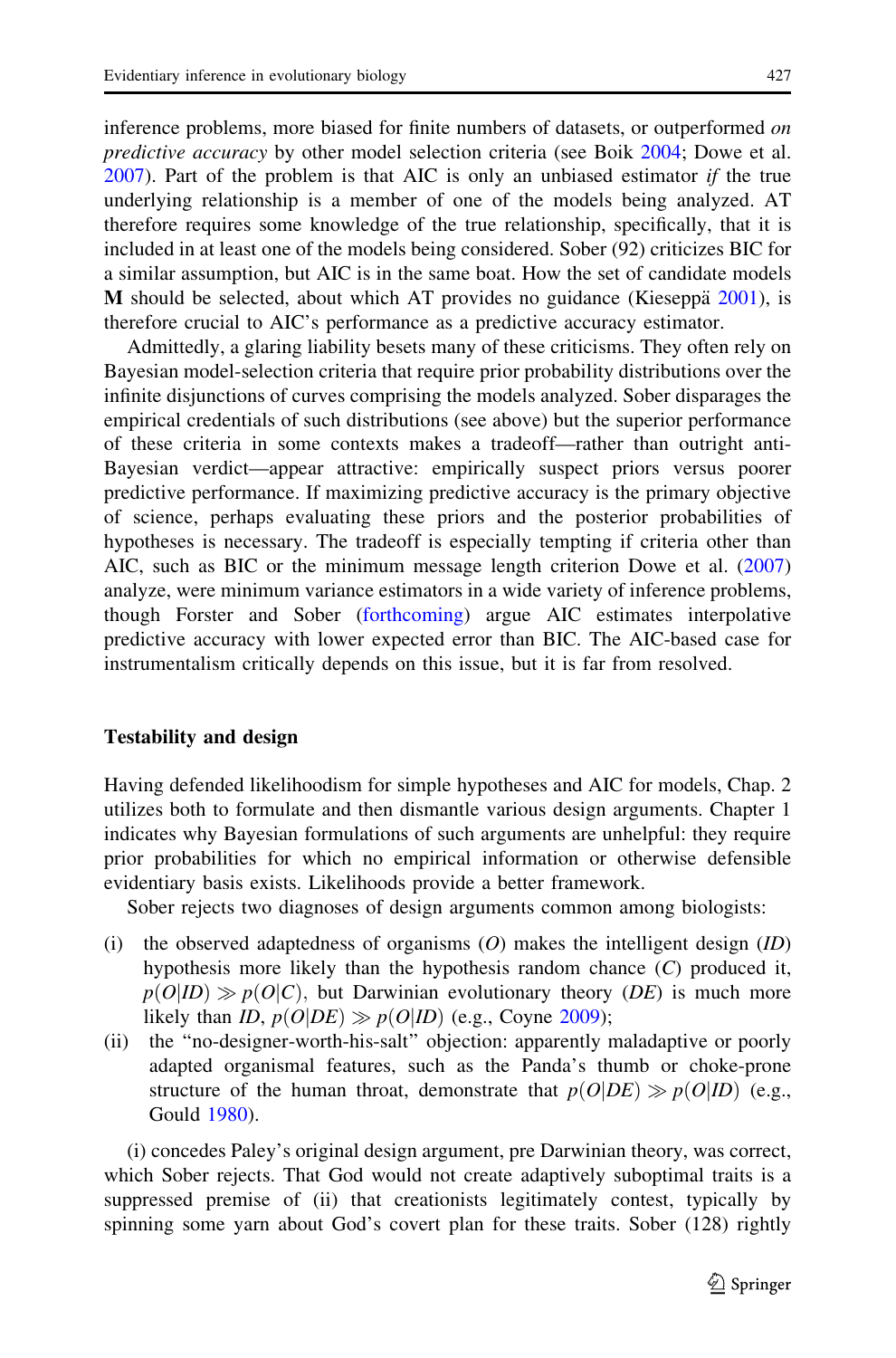inference problems, more biased for finite numbers of datasets, or outperformed *on predictive accuracy* by other model selection criteria (see Boik 2004; Dowe et al. 2007). Part of the problem is that AIC is only an unbiased estimator *if* the true underlying relationship is a member of one of the models being analyzed. AT therefore requires some knowledge of the true relationship, specifically, that it is included in at least one of the models being considered. Sober (92) criticizes BIC for a similar assumption, but AIC is in the same boat. How the set of candidate models **M** should be selected, about which AT provides no guidance (Kieseppä 2001), is therefore crucial to AIC's performance as a predictive accuracy estimator.

Admittedly, a glaring liability besets many of these criticisms. They often rely on Bayesian model-selection criteria that require prior probability distributions over the infinite disjunctions of curves comprising the models analyzed. Sober disparages the empirical credentials of such distributions (see above) but the superior performance of these criteria in some contexts makes a tradeoff—rather than outright anti-Bayesian verdict—appear attractive: empirically suspect priors versus poorer predictive performance. If maximizing predictive accuracy is the primary objective of science, perhaps evaluating these priors and the posterior probabilities of hypotheses is necessary. The tradeoff is especially tempting if criteria other than AIC, such as BIC or the minimum message length criterion Dowe et al. (2007) analyze, were minimum variance estimators in a wide variety of inference problems, though Forster and Sober (forthcoming) argue AIC estimates interpolative predictive accuracy with lower expected error than BIC. The AIC-based case for instrumentalism critically depends on this issue, but it is far from resolved.

## Testability and design

Having defended likelihoodism for simple hypotheses and AIC for models, Chap. 2 utilizes both to formulate and then dismantle various design arguments. Chapter 1 indicates why Bayesian formulations of such arguments are unhelpful: they require prior probabilities for which no empirical information or otherwise defensible evidentiary basis exists. Likelihoods provide a better framework.

Sober rejects two diagnoses of design arguments common among biologists:

(i) the observed adaptedness of organisms ($O$) makes the intelligent design ($ID$) hypothesis more likely than the hypothesis random chance ($C$) produced it, $p(O|ID) \gg p(O|C)$, but Darwinian evolutionary theory ($DE$) is much more likely than $ID$, $p(O|DE) \gg p(O|ID)$ (e.g., Coyne 2009);

(ii) the "no-designer-worth-his-salt" objection: apparently maladaptive or poorly adapted organismal features, such as the Panda's thumb or choke-prone structure of the human throat, demonstrate that $p(O|DE) \gg p(O|ID)$ (e.g., Gould 1980).

(i) concedes Paley's original design argument, pre Darwinian theory, was correct, which Sober rejects. That God would not create adaptively suboptimal traits is a suppressed premise of (ii) that creationists legitimately contest, typically by spinning some yarn about God's covert plan for these traits. Sober (128) rightly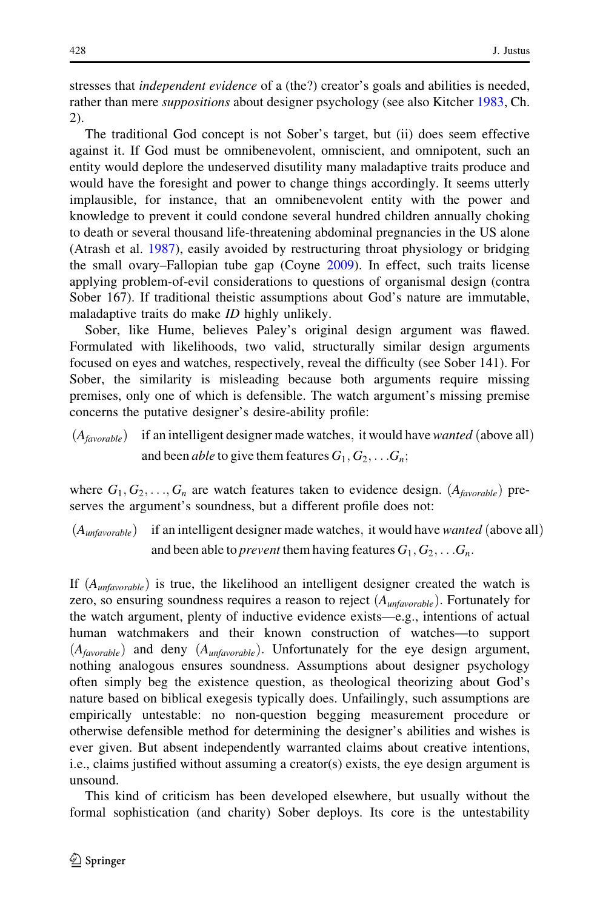stresses that *independent evidence* of a (the?) creator's goals and abilities is needed, rather than mere *suppositions* about designer psychology (see also Kitcher 1983, Ch. 2).

The traditional God concept is not Sober's target, but (ii) does seem effective against it. If God must be omnibenevolent, omniscient, and omnipotent, such an entity would deplore the undeserved disutility many maladaptive traits produce and would have the foresight and power to change things accordingly. It seems utterly implausible, for instance, that an omnibenevolent entity with the power and knowledge to prevent it could condone several hundred children annually choking to death or several thousand life-threatening abdominal pregnancies in the US alone (Atrash et al. 1987), easily avoided by restructuring throat physiology or bridging the small ovary–Fallopian tube gap (Coyne 2009). In effect, such traits license applying problem-of-evil considerations to questions of organismal design (contra Sober 167). If traditional theistic assumptions about God's nature are immutable, maladaptive traits do make *ID* highly unlikely.

Sober, like Hume, believes Paley's original design argument was flawed. Formulated with likelihoods, two valid, structurally similar design arguments focused on eyes and watches, respectively, reveal the difficulty (see Sober 141). For Sober, the similarity is misleading because both arguments require missing premises, only one of which is defensible. The watch argument's missing premise concerns the putative designer's desire-ability profile:

($A_{favorable}$) if an intelligent designer made watches, it would have *wanted* (above all) and been *able* to give them features $G_1, G_2, \ldots G_n$;

where $G_1, G_2, \ldots, G_n$ are watch features taken to evidence design. ($A_{favorable}$) preserves the argument's soundness, but a different profile does not:

($A_{unfavorable}$) if an intelligent designer made watches, it would have *wanted* (above all) and been able to *prevent* them having features $G_1, G_2, \ldots G_n$.

If ($A_{unfavorable}$) is true, the likelihood an intelligent designer created the watch is zero, so ensuring soundness requires a reason to reject ($A_{unfavorable}$). Fortunately for the watch argument, plenty of inductive evidence exists—e.g., intentions of actual human watchmakers and their known construction of watches—to support ($A_{favorable}$) and deny ($A_{unfavorable}$). Unfortunately for the eye design argument, nothing analogous ensures soundness. Assumptions about designer psychology often simply beg the existence question, as theological theorizing about God's nature based on biblical exegesis typically does. Unfailingly, such assumptions are empirically untestable: no non-question begging measurement procedure or otherwise defensible method for determining the designer's abilities and wishes is ever given. But absent independently warranted claims about creative intentions, i.e., claims justified without assuming a creator(s) exists, the eye design argument is unsound.

This kind of criticism has been developed elsewhere, but usually without the formal sophistication (and charity) Sober deploys. Its core is the untestability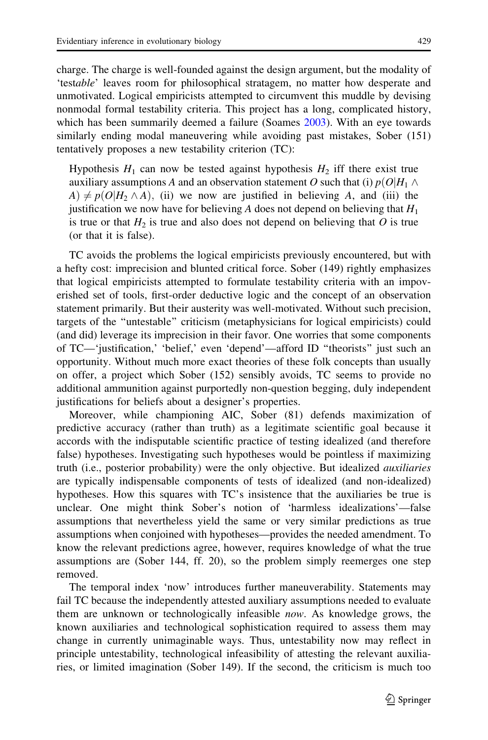charge. The charge is well-founded against the design argument, but the modality of 'test*able*' leaves room for philosophical stratagem, no matter how desperate and unmotivated. Logical empiricists attempted to circumvent this muddle by devising nonmodal formal testability criteria. This project has a long, complicated history, which has been summarily deemed a failure (Soames 2003). With an eye towards similarly ending modal maneuvering while avoiding past mistakes, Sober (151) tentatively proposes a new testability criterion (TC):

> Hypothesis $H_1$ can now be tested against hypothesis $H_2$ iff there exist true auxiliary assumptions $A$ and an observation statement $O$ such that (i) $p(O|H_1 \wedge A) \neq p(O|H_2 \wedge A)$, (ii) we now are justified in believing $A$, and (iii) the justification we now have for believing $A$ does not depend on believing that $H_1$ is true or that $H_2$ is true and also does not depend on believing that $O$ is true (or that it is false).

TC avoids the problems the logical empiricists previously encountered, but with a hefty cost: imprecision and blunted critical force. Sober (149) rightly emphasizes that logical empiricists attempted to formulate testability criteria with an impoverished set of tools, first-order deductive logic and the concept of an observation statement primarily. But their austerity was well-motivated. Without such precision, targets of the "untestable" criticism (metaphysicians for logical empiricists) could (and did) leverage its imprecision in their favor. One worries that some components of TC—'justification,' 'belief,' even 'depend'—afford ID "theorists" just such an opportunity. Without much more exact theories of these folk concepts than usually on offer, a project which Sober (152) sensibly avoids, TC seems to provide no additional ammunition against purportedly non-question begging, duly independent justifications for beliefs about a designer's properties.

Moreover, while championing AIC, Sober (81) defends maximization of predictive accuracy (rather than truth) as a legitimate scientific goal because it accords with the indisputable scientific practice of testing idealized (and therefore false) hypotheses. Investigating such hypotheses would be pointless if maximizing truth (i.e., posterior probability) were the only objective. But idealized *auxiliaries* are typically indispensable components of tests of idealized (and non-idealized) hypotheses. How this squares with TC's insistence that the auxiliaries be true is unclear. One might think Sober's notion of 'harmless idealizations'—false assumptions that nevertheless yield the same or very similar predictions as true assumptions when conjoined with hypotheses—provides the needed amendment. To know the relevant predictions agree, however, requires knowledge of what the true assumptions are (Sober 144, ff. 20), so the problem simply reemerges one step removed.

The temporal index 'now' introduces further maneuverability. Statements may fail TC because the independently attested auxiliary assumptions needed to evaluate them are unknown or technologically infeasible *now*. As knowledge grows, the known auxiliaries and technological sophistication required to assess them may change in currently unimaginable ways. Thus, untestability now may reflect in principle untestability, technological infeasibility of attesting the relevant auxiliaries, or limited imagination (Sober 149). If the second, the criticism is much too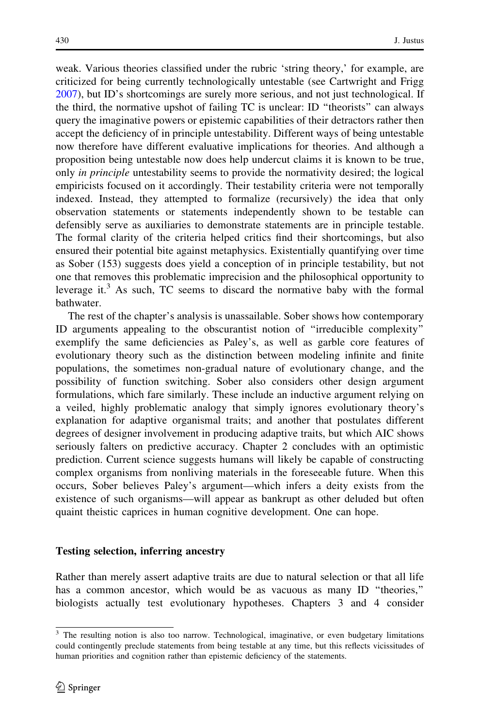weak. Various theories classified under the rubric 'string theory,' for example, are criticized for being currently technologically untestable (see Cartwright and Frigg 2007), but ID's shortcomings are surely more serious, and not just technological. If the third, the normative upshot of failing TC is unclear: ID "theorists" can always query the imaginative powers or epistemic capabilities of their detractors rather then accept the deficiency of in principle untestability. Different ways of being untestable now therefore have different evaluative implications for theories. And although a proposition being untestable now does help undercut claims it is known to be true, only *in principle* untestability seems to provide the normativity desired; the logical empiricists focused on it accordingly. Their testability criteria were not temporally indexed. Instead, they attempted to formalize (recursively) the idea that only observation statements or statements independently shown to be testable can defensibly serve as auxiliaries to demonstrate statements are in principle testable. The formal clarity of the criteria helped critics find their shortcomings, but also ensured their potential bite against metaphysics. Existentially quantifying over time as Sober (153) suggests does yield a conception of in principle testability, but not one that removes this problematic imprecision and the philosophical opportunity to leverage it.[3] As such, TC seems to discard the normative baby with the formal bathwater.

The rest of the chapter's analysis is unassailable. Sober shows how contemporary ID arguments appealing to the obscurantist notion of "irreducible complexity" exemplify the same deficiencies as Paley's, as well as garble core features of evolutionary theory such as the distinction between modeling infinite and finite populations, the sometimes non-gradual nature of evolutionary change, and the possibility of function switching. Sober also considers other design argument formulations, which fare similarly. These include an inductive argument relying on a veiled, highly problematic analogy that simply ignores evolutionary theory's explanation for adaptive organismal traits; and another that postulates different degrees of designer involvement in producing adaptive traits, but which AIC shows seriously falters on predictive accuracy. Chapter 2 concludes with an optimistic prediction. Current science suggests humans will likely be capable of constructing complex organisms from nonliving materials in the foreseeable future. When this occurs, Sober believes Paley's argument—which infers a deity exists from the existence of such organisms—will appear as bankrupt as other deluded but often quaint theistic caprices in human cognitive development. One can hope.

### Testing selection, inferring ancestry

Rather than merely assert adaptive traits are due to natural selection or that all life has a common ancestor, which would be as vacuous as many ID "theories," biologists actually test evolutionary hypotheses. Chapters 3 and 4 consider

[3] The resulting notion is also too narrow. Technological, imaginative, or even budgetary limitations could contingently preclude statements from being testable at any time, but this reflects vicissitudes of human priorities and cognition rather than epistemic deficiency of the statements.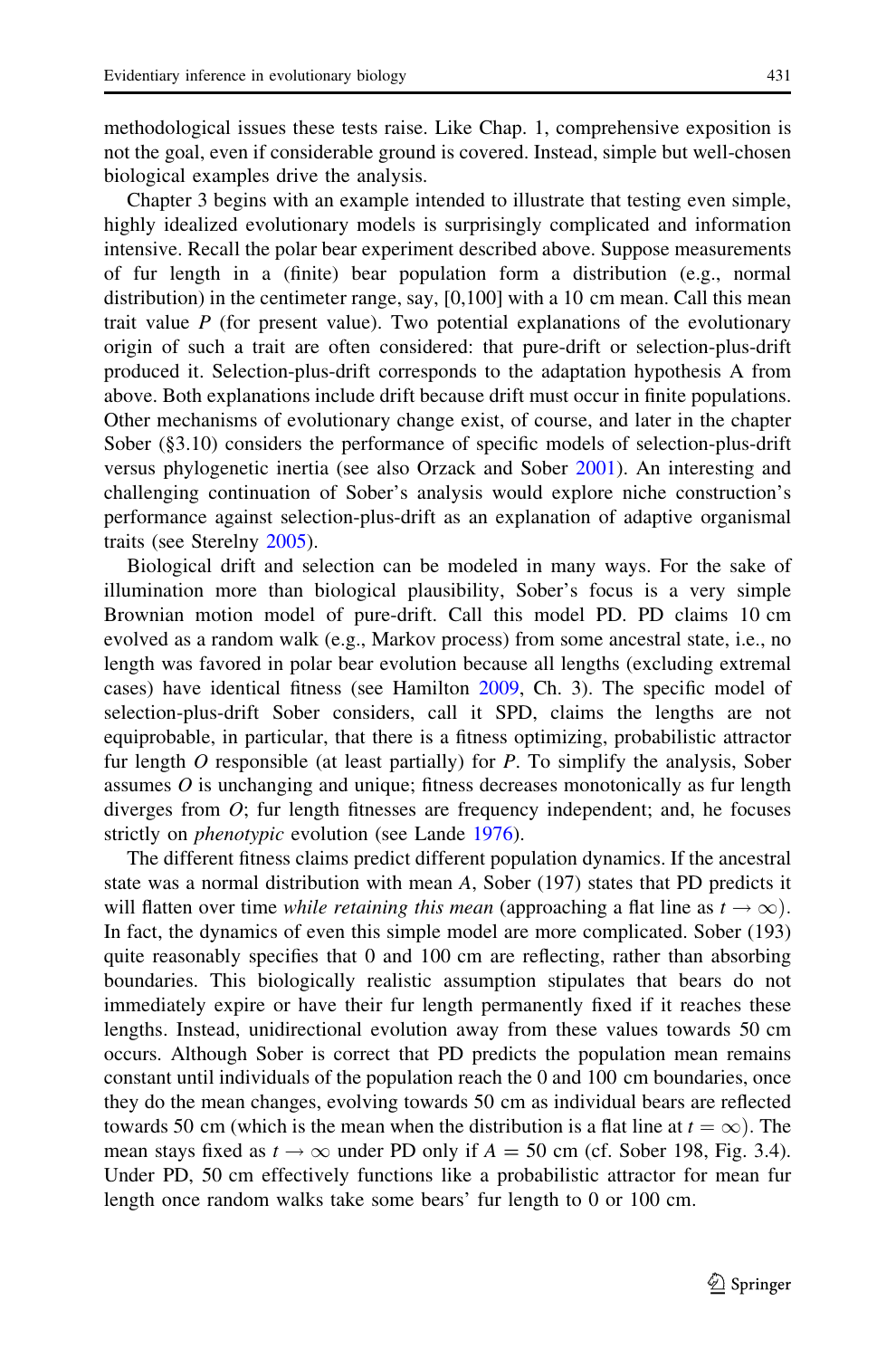methodological issues these tests raise. Like Chap. 1, comprehensive exposition is not the goal, even if considerable ground is covered. Instead, simple but well-chosen biological examples drive the analysis.

Chapter 3 begins with an example intended to illustrate that testing even simple, highly idealized evolutionary models is surprisingly complicated and information intensive. Recall the polar bear experiment described above. Suppose measurements of fur length in a (finite) bear population form a distribution (e.g., normal distribution) in the centimeter range, say, [0,100] with a 10 cm mean. Call this mean trait value $P$ (for present value). Two potential explanations of the evolutionary origin of such a trait are often considered: that pure-drift or selection-plus-drift produced it. Selection-plus-drift corresponds to the adaptation hypothesis A from above. Both explanations include drift because drift must occur in finite populations. Other mechanisms of evolutionary change exist, of course, and later in the chapter Sober (§3.10) considers the performance of specific models of selection-plus-drift versus phylogenetic inertia (see also Orzack and Sober 2001). An interesting and challenging continuation of Sober's analysis would explore niche construction's performance against selection-plus-drift as an explanation of adaptive organismal traits (see Sterelny 2005).

Biological drift and selection can be modeled in many ways. For the sake of illumination more than biological plausibility, Sober's focus is a very simple Brownian motion model of pure-drift. Call this model PD. PD claims 10 cm evolved as a random walk (e.g., Markov process) from some ancestral state, i.e., no length was favored in polar bear evolution because all lengths (excluding extremal cases) have identical fitness (see Hamilton 2009, Ch. 3). The specific model of selection-plus-drift Sober considers, call it SPD, claims the lengths are not equiprobable, in particular, that there is a fitness optimizing, probabilistic attractor fur length $O$ responsible (at least partially) for $P$. To simplify the analysis, Sober assumes $O$ is unchanging and unique; fitness decreases monotonically as fur length diverges from $O$; fur length fitnesses are frequency independent; and, he focuses strictly on *phenotypic* evolution (see Lande 1976).

The different fitness claims predict different population dynamics. If the ancestral state was a normal distribution with mean $A$, Sober (197) states that PD predicts it will flatten over time *while retaining this mean* (approaching a flat line as $t \to \infty$). In fact, the dynamics of even this simple model are more complicated. Sober (193) quite reasonably specifies that 0 and 100 cm are reflecting, rather than absorbing boundaries. This biologically realistic assumption stipulates that bears do not immediately expire or have their fur length permanently fixed if it reaches these lengths. Instead, unidirectional evolution away from these values towards 50 cm occurs. Although Sober is correct that PD predicts the population mean remains constant until individuals of the population reach the 0 and 100 cm boundaries, once they do the mean changes, evolving towards 50 cm as individual bears are reflected towards 50 cm (which is the mean when the distribution is a flat line at $t = \infty$). The mean stays fixed as $t \to \infty$ under PD only if $A = 50$ cm (cf. Sober 198, Fig. 3.4). Under PD, 50 cm effectively functions like a probabilistic attractor for mean fur length once random walks take some bears' fur length to 0 or 100 cm.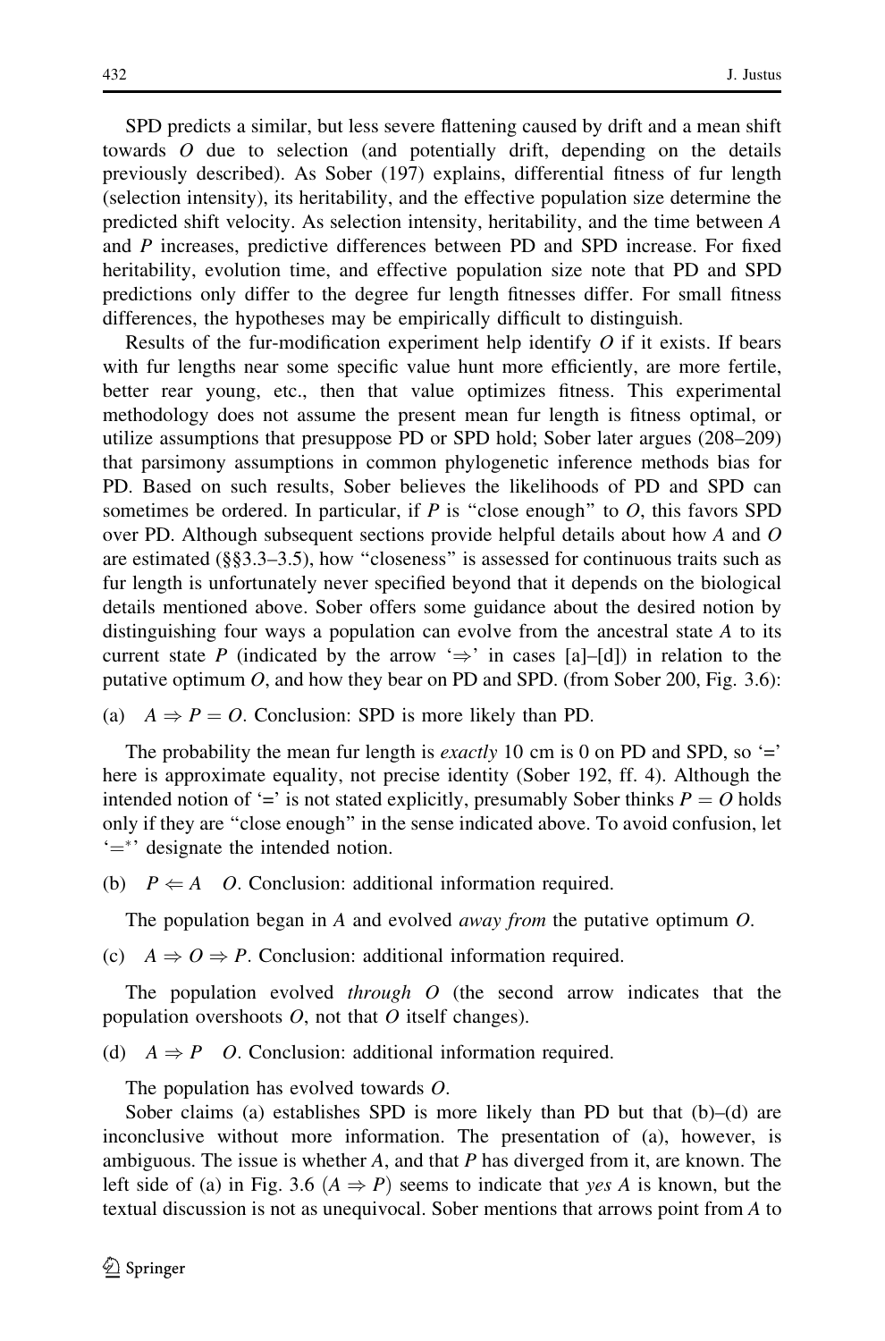SPD predicts a similar, but less severe flattening caused by drift and a mean shift towards $O$ due to selection (and potentially drift, depending on the details previously described). As Sober (197) explains, differential fitness of fur length (selection intensity), its heritability, and the effective population size determine the predicted shift velocity. As selection intensity, heritability, and the time between $A$ and $P$ increases, predictive differences between PD and SPD increase. For fixed heritability, evolution time, and effective population size note that PD and SPD predictions only differ to the degree fur length fitnesses differ. For small fitness differences, the hypotheses may be empirically difficult to distinguish.

Results of the fur-modification experiment help identify $O$ if it exists. If bears with fur lengths near some specific value hunt more efficiently, are more fertile, better rear young, etc., then that value optimizes fitness. This experimental methodology does not assume the present mean fur length is fitness optimal, or utilize assumptions that presuppose PD or SPD hold; Sober later argues (208–209) that parsimony assumptions in common phylogenetic inference methods bias for PD. Based on such results, Sober believes the likelihoods of PD and SPD can sometimes be ordered. In particular, if $P$ is "close enough" to $O$, this favors SPD over PD. Although subsequent sections provide helpful details about how $A$ and $O$ are estimated (§§3.3–3.5), how "closeness" is assessed for continuous traits such as fur length is unfortunately never specified beyond that it depends on the biological details mentioned above. Sober offers some guidance about the desired notion by distinguishing four ways a population can evolve from the ancestral state $A$ to its current state $P$ (indicated by the arrow '$\Rightarrow$' in cases [a]–[d]) in relation to the putative optimum $O$, and how they bear on PD and SPD. (from Sober 200, Fig. 3.6):

(a) $A \Rightarrow P = O$. Conclusion: SPD is more likely than PD.

The probability the mean fur length is *exactly* 10 cm is 0 on PD and SPD, so '=' here is approximate equality, not precise identity (Sober 192, ff. 4). Although the intended notion of '=' is not stated explicitly, presumably Sober thinks $P = O$ holds only if they are "close enough" in the sense indicated above. To avoid confusion, let '$=^*$' designate the intended notion.

(b) $P \Leftarrow A \quad O$. Conclusion: additional information required.

The population began in $A$ and evolved *away from* the putative optimum $O$.

(c) $A \Rightarrow O \Rightarrow P$. Conclusion: additional information required.

The population evolved *through* $O$ (the second arrow indicates that the population overshoots $O$, not that $O$ itself changes).

(d) $A \Rightarrow P \quad O$. Conclusion: additional information required.

The population has evolved towards $O$.

Sober claims (a) establishes SPD is more likely than PD but that (b)–(d) are inconclusive without more information. The presentation of (a), however, is ambiguous. The issue is whether $A$, and that $P$ has diverged from it, are known. The left side of (a) in Fig. 3.6 ($A \Rightarrow P$) seems to indicate that *yes A* is known, but the textual discussion is not as unequivocal. Sober mentions that arrows point from $A$ to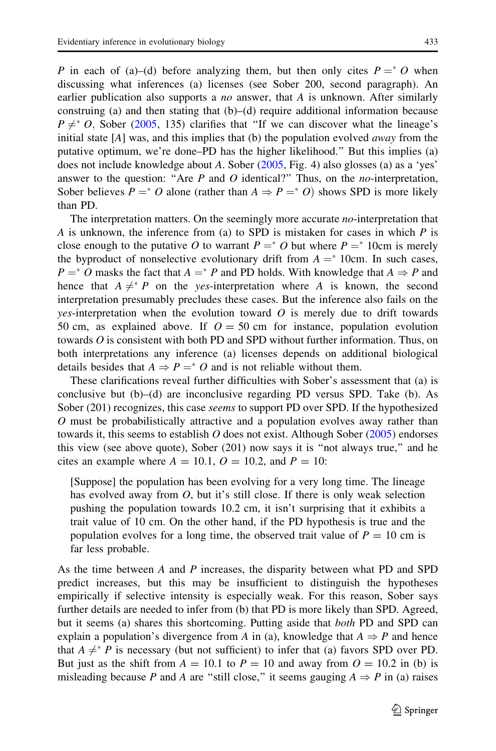$P$ in each of (a)–(d) before analyzing them, but then only cites $P =^* O$ when discussing what inferences (a) licenses (see Sober 200, second paragraph). An earlier publication also supports a *no* answer, that $A$ is unknown. After similarly construing (a) and then stating that (b)–(d) require additional information because $P \neq^* O$, Sober (2005, 135) clarifies that "If we can discover what the lineage's initial state [$A$] was, and this implies that (b) the population evolved *away* from the putative optimum, we're done–PD has the higher likelihood." But this implies (a) does not include knowledge about $A$. Sober (2005, Fig. 4) also glosses (a) as a 'yes' answer to the question: "Are $P$ and $O$ identical?" Thus, on the *no*-interpretation, Sober believes $P =^* O$ alone (rather than $A \Rightarrow P =^* O$) shows SPD is more likely than PD.

The interpretation matters. On the seemingly more accurate *no*-interpretation that $A$ is unknown, the inference from (a) to SPD is mistaken for cases in which $P$ is close enough to the putative $O$ to warrant $P =^* O$ but where $P =^*$ 10cm is merely the byproduct of nonselective evolutionary drift from $A =^*$ 10cm. In such cases, $P =^* O$ masks the fact that $A =^* P$ and PD holds. With knowledge that $A \Rightarrow P$ and hence that $A \neq^* P$ on the *yes*-interpretation where $A$ is known, the second interpretation presumably precludes these cases. But the inference also fails on the *yes*-interpretation when the evolution toward $O$ is merely due to drift towards 50 cm, as explained above. If $O = 50$ cm for instance, population evolution towards $O$ is consistent with both PD and SPD without further information. Thus, on both interpretations any inference (a) licenses depends on additional biological details besides that $A \Rightarrow P =^* O$ and is not reliable without them.

These clarifications reveal further difficulties with Sober's assessment that (a) is conclusive but (b)–(d) are inconclusive regarding PD versus SPD. Take (b). As Sober (201) recognizes, this case *seems* to support PD over SPD. If the hypothesized $O$ must be probabilistically attractive and a population evolves away rather than towards it, this seems to establish $O$ does not exist. Although Sober (2005) endorses this view (see above quote), Sober (201) now says it is "not always true," and he cites an example where $A = 10.1$, $O = 10.2$, and $P = 10$:

> [Suppose] the population has been evolving for a very long time. The lineage has evolved away from $O$, but it's still close. If there is only weak selection pushing the population towards 10.2 cm, it isn't surprising that it exhibits a trait value of 10 cm. On the other hand, if the PD hypothesis is true and the population evolves for a long time, the observed trait value of $P = 10$ cm is far less probable.

As the time between $A$ and $P$ increases, the disparity between what PD and SPD predict increases, but this may be insufficient to distinguish the hypotheses empirically if selective intensity is especially weak. For this reason, Sober says further details are needed to infer from (b) that PD is more likely than SPD. Agreed, but it seems (a) shares this shortcoming. Putting aside that *both* PD and SPD can explain a population's divergence from $A$ in (a), knowledge that $A \Rightarrow P$ and hence that $A \neq^* P$ is necessary (but not sufficient) to infer that (a) favors SPD over PD. But just as the shift from $A = 10.1$ to $P = 10$ and away from $O = 10.2$ in (b) is misleading because $P$ and $A$ are "still close," it seems gauging $A \Rightarrow P$ in (a) raises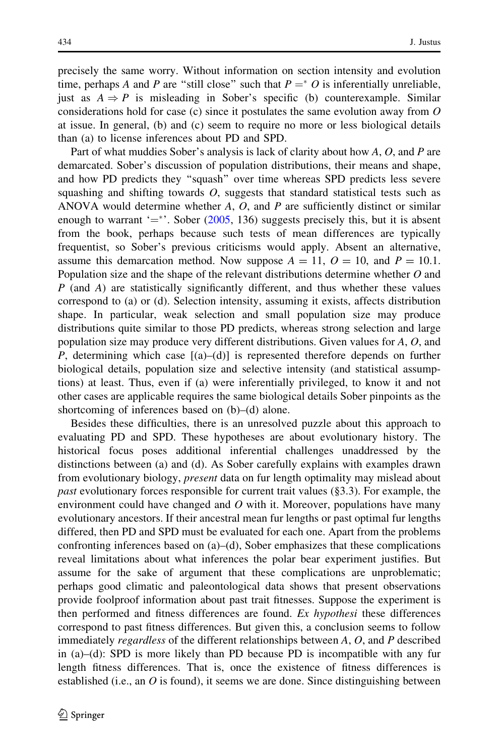precisely the same worry. Without information on section intensity and evolution time, perhaps $A$ and $P$ are "still close" such that $P =^* O$ is inferentially unreliable, just as $A \Rightarrow P$ is misleading in Sober's specific (b) counterexample. Similar considerations hold for case (c) since it postulates the same evolution away from $O$ at issue. In general, (b) and (c) seem to require no more or less biological details than (a) to license inferences about PD and SPD.

Part of what muddies Sober's analysis is lack of clarity about how $A$, $O$, and $P$ are demarcated. Sober's discussion of population distributions, their means and shape, and how PD predicts they "squash" over time whereas SPD predicts less severe squashing and shifting towards $O$, suggests that standard statistical tests such as ANOVA would determine whether $A$, $O$, and $P$ are sufficiently distinct or similar enough to warrant '$=^*$'. Sober (2005, 136) suggests precisely this, but it is absent from the book, perhaps because such tests of mean differences are typically frequentist, so Sober's previous criticisms would apply. Absent an alternative, assume this demarcation method. Now suppose $A = 11$, $O = 10$, and $P = 10.1$. Population size and the shape of the relevant distributions determine whether $O$ and $P$ (and $A$) are statistically significantly different, and thus whether these values correspond to (a) or (d). Selection intensity, assuming it exists, affects distribution shape. In particular, weak selection and small population size may produce distributions quite similar to those PD predicts, whereas strong selection and large population size may produce very different distributions. Given values for $A$, $O$, and $P$, determining which case [(a)–(d)] is represented therefore depends on further biological details, population size and selective intensity (and statistical assumptions) at least. Thus, even if (a) were inferentially privileged, to know it and not other cases are applicable requires the same biological details Sober pinpoints as the shortcoming of inferences based on (b)–(d) alone.

Besides these difficulties, there is an unresolved puzzle about this approach to evaluating PD and SPD. These hypotheses are about evolutionary history. The historical focus poses additional inferential challenges unaddressed by the distinctions between (a) and (d). As Sober carefully explains with examples drawn from evolutionary biology, *present* data on fur length optimality may mislead about *past* evolutionary forces responsible for current trait values (§3.3). For example, the environment could have changed and $O$ with it. Moreover, populations have many evolutionary ancestors. If their ancestral mean fur lengths or past optimal fur lengths differed, then PD and SPD must be evaluated for each one. Apart from the problems confronting inferences based on (a)–(d), Sober emphasizes that these complications reveal limitations about what inferences the polar bear experiment justifies. But assume for the sake of argument that these complications are unproblematic; perhaps good climatic and paleontological data shows that present observations provide foolproof information about past trait fitnesses. Suppose the experiment is then performed and fitness differences are found. *Ex hypothesi* these differences correspond to past fitness differences. But given this, a conclusion seems to follow immediately *regardless* of the different relationships between $A$, $O$, and $P$ described in (a)–(d): SPD is more likely than PD because PD is incompatible with any fur length fitness differences. That is, once the existence of fitness differences is established (i.e., an $O$ is found), it seems we are done. Since distinguishing between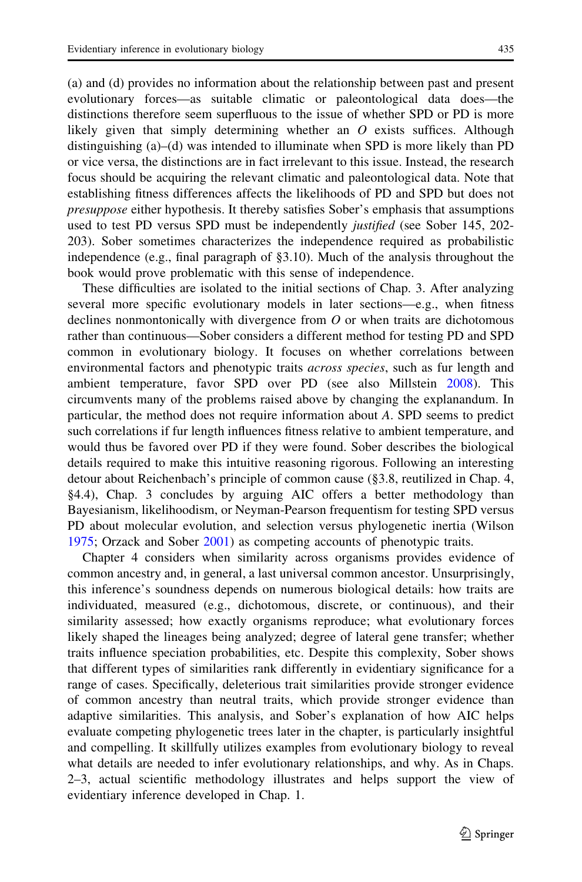(a) and (d) provides no information about the relationship between past and present evolutionary forces—as suitable climatic or paleontological data does—the distinctions therefore seem superfluous to the issue of whether SPD or PD is more likely given that simply determining whether an $O$ exists suffices. Although distinguishing (a)–(d) was intended to illuminate when SPD is more likely than PD or vice versa, the distinctions are in fact irrelevant to this issue. Instead, the research focus should be acquiring the relevant climatic and paleontological data. Note that establishing fitness differences affects the likelihoods of PD and SPD but does not *presuppose* either hypothesis. It thereby satisfies Sober's emphasis that assumptions used to test PD versus SPD must be independently *justified* (see Sober 145, 202-203). Sober sometimes characterizes the independence required as probabilistic independence (e.g., final paragraph of §3.10). Much of the analysis throughout the book would prove problematic with this sense of independence.

These difficulties are isolated to the initial sections of Chap. 3. After analyzing several more specific evolutionary models in later sections—e.g., when fitness declines nonmontonically with divergence from $O$ or when traits are dichotomous rather than continuous—Sober considers a different method for testing PD and SPD common in evolutionary biology. It focuses on whether correlations between environmental factors and phenotypic traits *across species*, such as fur length and ambient temperature, favor SPD over PD (see also Millstein 2008). This circumvents many of the problems raised above by changing the explanandum. In particular, the method does not require information about $A$. SPD seems to predict such correlations if fur length influences fitness relative to ambient temperature, and would thus be favored over PD if they were found. Sober describes the biological details required to make this intuitive reasoning rigorous. Following an interesting detour about Reichenbach's principle of common cause (§3.8, reutilized in Chap. 4, §4.4), Chap. 3 concludes by arguing AIC offers a better methodology than Bayesianism, likelihoodism, or Neyman-Pearson frequentism for testing SPD versus PD about molecular evolution, and selection versus phylogenetic inertia (Wilson 1975; Orzack and Sober 2001) as competing accounts of phenotypic traits.

Chapter 4 considers when similarity across organisms provides evidence of common ancestry and, in general, a last universal common ancestor. Unsurprisingly, this inference's soundness depends on numerous biological details: how traits are individuated, measured (e.g., dichotomous, discrete, or continuous), and their similarity assessed; how exactly organisms reproduce; what evolutionary forces likely shaped the lineages being analyzed; degree of lateral gene transfer; whether traits influence speciation probabilities, etc. Despite this complexity, Sober shows that different types of similarities rank differently in evidentiary significance for a range of cases. Specifically, deleterious trait similarities provide stronger evidence of common ancestry than neutral traits, which provide stronger evidence than adaptive similarities. This analysis, and Sober's explanation of how AIC helps evaluate competing phylogenetic trees later in the chapter, is particularly insightful and compelling. It skillfully utilizes examples from evolutionary biology to reveal what details are needed to infer evolutionary relationships, and why. As in Chaps. 2–3, actual scientific methodology illustrates and helps support the view of evidentiary inference developed in Chap. 1.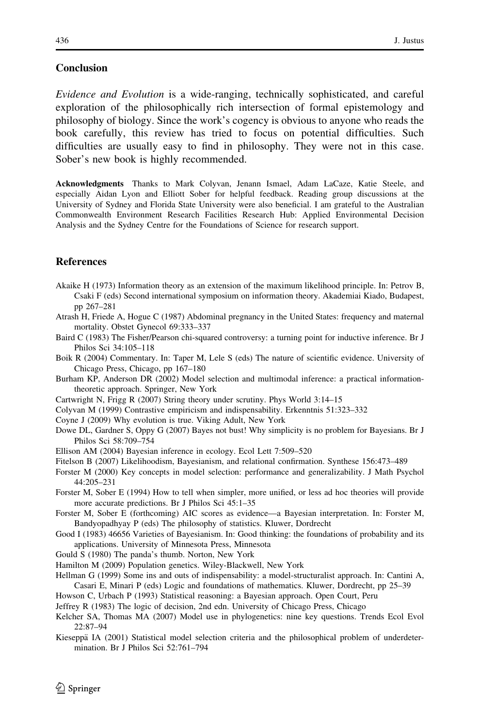## Conclusion

*Evidence and Evolution* is a wide-ranging, technically sophisticated, and careful exploration of the philosophically rich intersection of formal epistemology and philosophy of biology. Since the work's cogency is obvious to anyone who reads the book carefully, this review has tried to focus on potential difficulties. Such difficulties are usually easy to find in philosophy. They were not in this case. Sober's new book is highly recommended.

**Acknowledgments** Thanks to Mark Colyvan, Jenann Ismael, Adam LaCaze, Katie Steele, and especially Aidan Lyon and Elliott Sober for helpful feedback. Reading group discussions at the University of Sydney and Florida State University were also beneficial. I am grateful to the Australian Commonwealth Environment Research Facilities Research Hub: Applied Environmental Decision Analysis and the Sydney Centre for the Foundations of Science for research support.

## References

Akaike H (1973) Information theory as an extension of the maximum likelihood principle. In: Petrov B, Csaki F (eds) Second international symposium on information theory. Akademiai Kiado, Budapest, pp 267–281

Atrash H, Friede A, Hogue C (1987) Abdominal pregnancy in the United States: frequency and maternal mortality. Obstet Gynecol 69:333–337

Baird C (1983) The Fisher/Pearson chi-squared controversy: a turning point for inductive inference. Br J Philos Sci 34:105–118

Boik R (2004) Commentary. In: Taper M, Lele S (eds) The nature of scientific evidence. University of Chicago Press, Chicago, pp 167–180

Burham KP, Anderson DR (2002) Model selection and multimodal inference: a practical information-theoretic approach. Springer, New York

Cartwright N, Frigg R (2007) String theory under scrutiny. Phys World 3:14–15

Colyvan M (1999) Contrastive empiricism and indispensability. Erkenntnis 51:323–332

Coyne J (2009) Why evolution is true. Viking Adult, New York

Dowe DL, Gardner S, Oppy G (2007) Bayes not bust! Why simplicity is no problem for Bayesians. Br J Philos Sci 58:709–754

Ellison AM (2004) Bayesian inference in ecology. Ecol Lett 7:509–520

Fitelson B (2007) Likelihoodism, Bayesianism, and relational confirmation. Synthese 156:473–489

Forster M (2000) Key concepts in model selection: performance and generalizability. J Math Psychol 44:205–231

Forster M, Sober E (1994) How to tell when simpler, more unified, or less ad hoc theories will provide more accurate predictions. Br J Philos Sci 45:1–35

Forster M, Sober E (forthcoming) AIC scores as evidence—a Bayesian interpretation. In: Forster M, Bandyopadhyay P (eds) The philosophy of statistics. Kluwer, Dordrecht

Good I (1983) 46656 Varieties of Bayesianism. In: Good thinking: the foundations of probability and its applications. University of Minnesota Press, Minnesota

Gould S (1980) The panda's thumb. Norton, New York

Hamilton M (2009) Population genetics. Wiley-Blackwell, New York

Hellman G (1999) Some ins and outs of indispensability: a model-structuralist approach. In: Cantini A, Casari E, Minari P (eds) Logic and foundations of mathematics. Kluwer, Dordrecht, pp 25–39

Howson C, Urbach P (1993) Statistical reasoning: a Bayesian approach. Open Court, Peru

Jeffrey R (1983) The logic of decision, 2nd edn. University of Chicago Press, Chicago

Kelcher SA, Thomas MA (2007) Model use in phylogenetics: nine key questions. Trends Ecol Evol 22:87–94

Kieseppä IA (2001) Statistical model selection criteria and the philosophical problem of underdetermination. Br J Philos Sci 52:761–794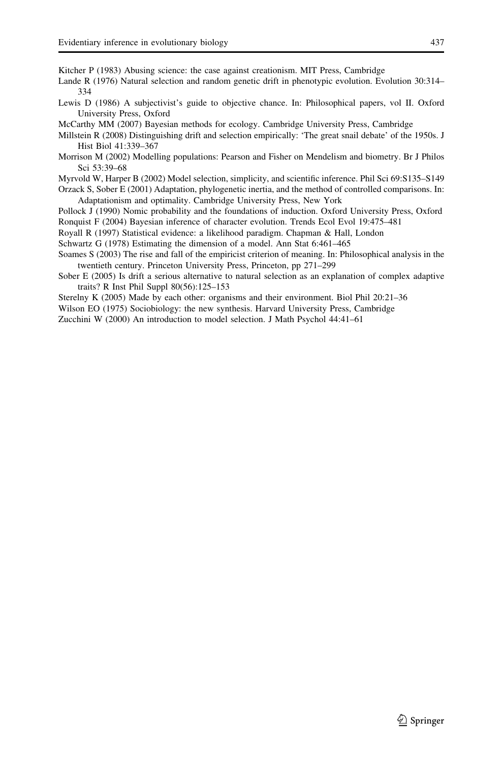Kitcher P (1983) Abusing science: the case against creationism. MIT Press, Cambridge

Lande R (1976) Natural selection and random genetic drift in phenotypic evolution. Evolution 30:314–334

Lewis D (1986) A subjectivist's guide to objective chance. In: Philosophical papers, vol II. Oxford University Press, Oxford

McCarthy MM (2007) Bayesian methods for ecology. Cambridge University Press, Cambridge

Millstein R (2008) Distinguishing drift and selection empirically: 'The great snail debate' of the 1950s. J Hist Biol 41:339–367

Morrison M (2002) Modelling populations: Pearson and Fisher on Mendelism and biometry. Br J Philos Sci 53:39–68

Myrvold W, Harper B (2002) Model selection, simplicity, and scientific inference. Phil Sci 69:S135–S149

Orzack S, Sober E (2001) Adaptation, phylogenetic inertia, and the method of controlled comparisons. In: Adaptationism and optimality. Cambridge University Press, New York

Pollock J (1990) Nomic probability and the foundations of induction. Oxford University Press, Oxford

Ronquist F (2004) Bayesian inference of character evolution. Trends Ecol Evol 19:475–481

Royall R (1997) Statistical evidence: a likelihood paradigm. Chapman & Hall, London

Schwartz G (1978) Estimating the dimension of a model. Ann Stat 6:461–465

Soames S (2003) The rise and fall of the empiricist criterion of meaning. In: Philosophical analysis in the twentieth century. Princeton University Press, Princeton, pp 271–299

Sober E (2005) Is drift a serious alternative to natural selection as an explanation of complex adaptive traits? R Inst Phil Suppl 80(56):125–153

Sterelny K (2005) Made by each other: organisms and their environment. Biol Phil 20:21–36

Wilson EO (1975) Sociobiology: the new synthesis. Harvard University Press, Cambridge

Zucchini W (2000) An introduction to model selection. J Math Psychol 44:41–61